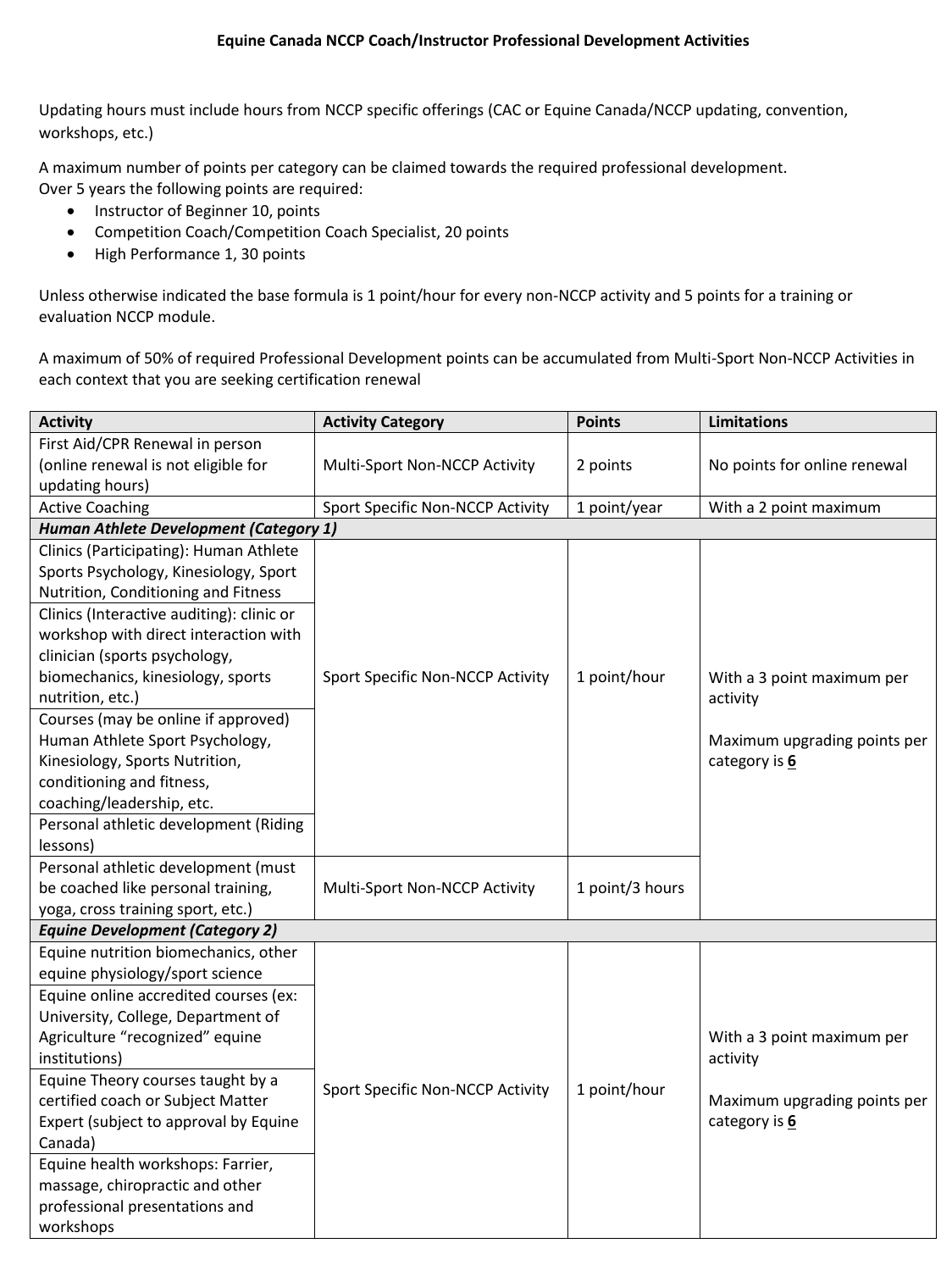# Equine Canada NCCP Coach/Instructor Professional Development Activities

Updating hours must include hours from NCCP specific offerings (CAC or Equine Canada/NCCP updating, convention, workshops, etc.)

A maximum number of points per category can be claimed towards the required professional development.
Over 5 years the following points are required:

- Instructor of Beginner 10, points
- Competition Coach/Competition Coach Specialist, 20 points
- High Performance 1, 30 points

Unless otherwise indicated the base formula is 1 point/hour for every non-NCCP activity and 5 points for a training or evaluation NCCP module.

A maximum of 50% of required Professional Development points can be accumulated from Multi-Sport Non-NCCP Activities in each context that you are seeking certification renewal

| Activity | Activity Category | Points | Limitations |
|---|---|---|---|
| First Aid/CPR Renewal in person (online renewal is not eligible for updating hours) | Multi-Sport Non-NCCP Activity | 2 points | No points for online renewal |
| Active Coaching | Sport Specific Non-NCCP Activity | 1 point/year | With a 2 point maximum |
| ***Human Athlete Development (Category 1)*** | | | |
| Clinics (Participating): Human Athlete Sports Psychology, Kinesiology, Sport Nutrition, Conditioning and Fitness | Sport Specific Non-NCCP Activity | 1 point/hour | With a 3 point maximum per activity<br><br>Maximum upgrading points per category is **6** |
| Clinics (Interactive auditing): clinic or workshop with direct interaction with clinician (sports psychology, biomechanics, kinesiology, sports nutrition, etc.) | | | |
| Courses (may be online if approved) Human Athlete Sport Psychology, Kinesiology, Sports Nutrition, conditioning and fitness, coaching/leadership, etc. | | | |
| Personal athletic development (Riding lessons) | | | |
| Personal athletic development (must be coached like personal training, yoga, cross training sport, etc.) | Multi-Sport Non-NCCP Activity | 1 point/3 hours | |
| ***Equine Development (Category 2)*** | | | |
| Equine nutrition biomechanics, other equine physiology/sport science | Sport Specific Non-NCCP Activity | 1 point/hour | With a 3 point maximum per activity<br><br>Maximum upgrading points per category is **6** |
| Equine online accredited courses (ex: University, College, Department of Agriculture "recognized" equine institutions) | | | |
| Equine Theory courses taught by a certified coach or Subject Matter Expert (subject to approval by Equine Canada) | | | |
| Equine health workshops: Farrier, massage, chiropractic and other professional presentations and workshops | | | |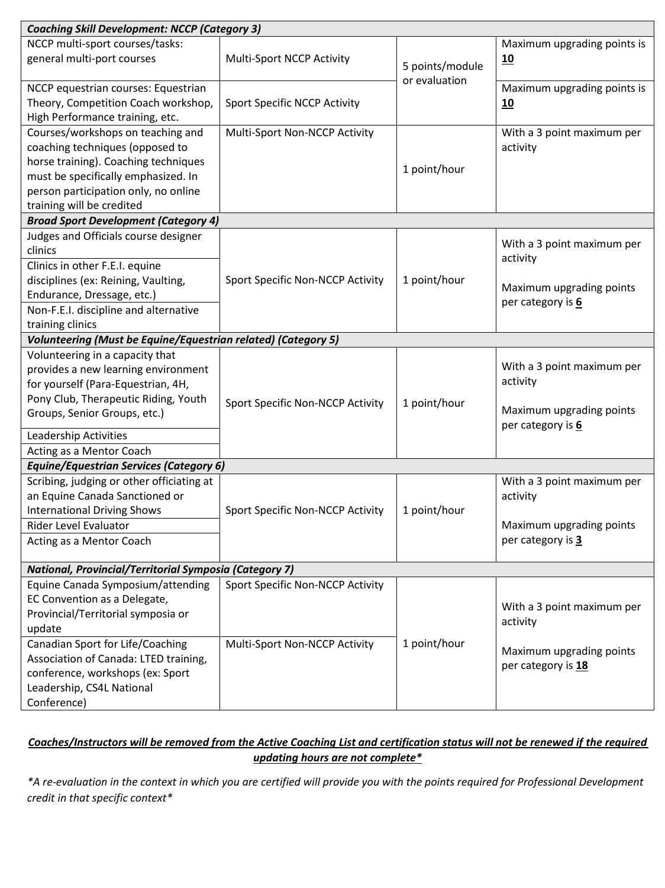| | | | |
|---|---|---|---|
| ***Coaching Skill Development: NCCP (Category 3)*** | | | |
| NCCP multi-sport courses/tasks: general multi-port courses | Multi-Sport NCCP Activity | 5 points/module or evaluation | Maximum upgrading points is **10** |
| NCCP equestrian courses: Equestrian Theory, Competition Coach workshop, High Performance training, etc. | Sport Specific NCCP Activity | | Maximum upgrading points is **10** |
| Courses/workshops on teaching and coaching techniques (opposed to horse training). Coaching techniques must be specifically emphasized. In person participation only, no online training will be credited | Multi-Sport Non-NCCP Activity | 1 point/hour | With a 3 point maximum per activity |
| ***Broad Sport Development (Category 4)*** | | | |
| Judges and Officials course designer clinics | Sport Specific Non-NCCP Activity | 1 point/hour | With a 3 point maximum per activity<br><br>Maximum upgrading points per category is **6** |
| Clinics in other F.E.I. equine disciplines (ex: Reining, Vaulting, Endurance, Dressage, etc.) | | | |
| Non-F.E.I. discipline and alternative training clinics | | | |
| ***Volunteering (Must be Equine/Equestrian related) (Category 5)*** | | | |
| Volunteering in a capacity that provides a new learning environment for yourself (Para-Equestrian, 4H, Pony Club, Therapeutic Riding, Youth Groups, Senior Groups, etc.) | Sport Specific Non-NCCP Activity | 1 point/hour | With a 3 point maximum per activity<br><br>Maximum upgrading points per category is **6** |
| Leadership Activities | | | |
| Acting as a Mentor Coach | | | |
| ***Equine/Equestrian Services (Category 6)*** | | | |
| Scribing, judging or other officiating at an Equine Canada Sanctioned or International Driving Shows | Sport Specific Non-NCCP Activity | 1 point/hour | With a 3 point maximum per activity<br><br>Maximum upgrading points per category is **3** |
| Rider Level Evaluator | | | |
| Acting as a Mentor Coach | | | |
| ***National, Provincial/Territorial Symposia (Category 7)*** | | | |
| Equine Canada Symposium/attending EC Convention as a Delegate, Provincial/Territorial symposia or update | Sport Specific Non-NCCP Activity | 1 point/hour | With a 3 point maximum per activity<br><br>Maximum upgrading points per category is **18** |
| Canadian Sport for Life/Coaching Association of Canada: LTED training, conference, workshops (ex: Sport Leadership, CS4L National Conference) | Multi-Sport Non-NCCP Activity | | |

***Coaches/Instructors will be removed from the Active Coaching List and certification status will not be renewed if the required updating hours are not complete****

**A re-evaluation in the context in which you are certified will provide you with the points required for Professional Development credit in that specific context**